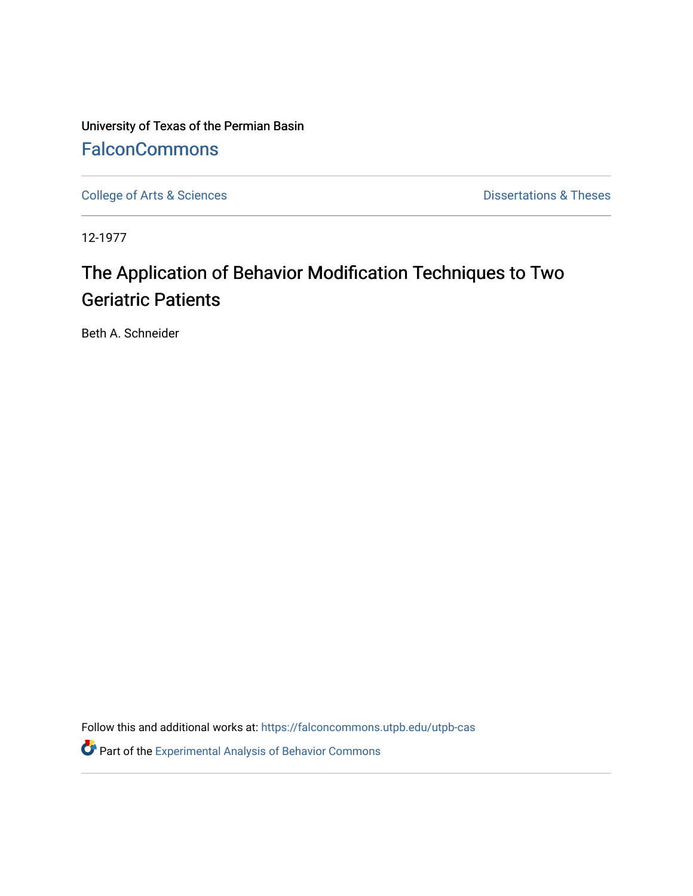University of Texas of the Permian Basin

## FalconCommons

College of Arts & Sciences

Dissertations & Theses

12-1977

# The Application of Behavior Modification Techniques to Two Geriatric Patients

Beth A. Schneider

Follow this and additional works at: https://falconcommons.utpb.edu/utpb-cas

Part of the Experimental Analysis of Behavior Commons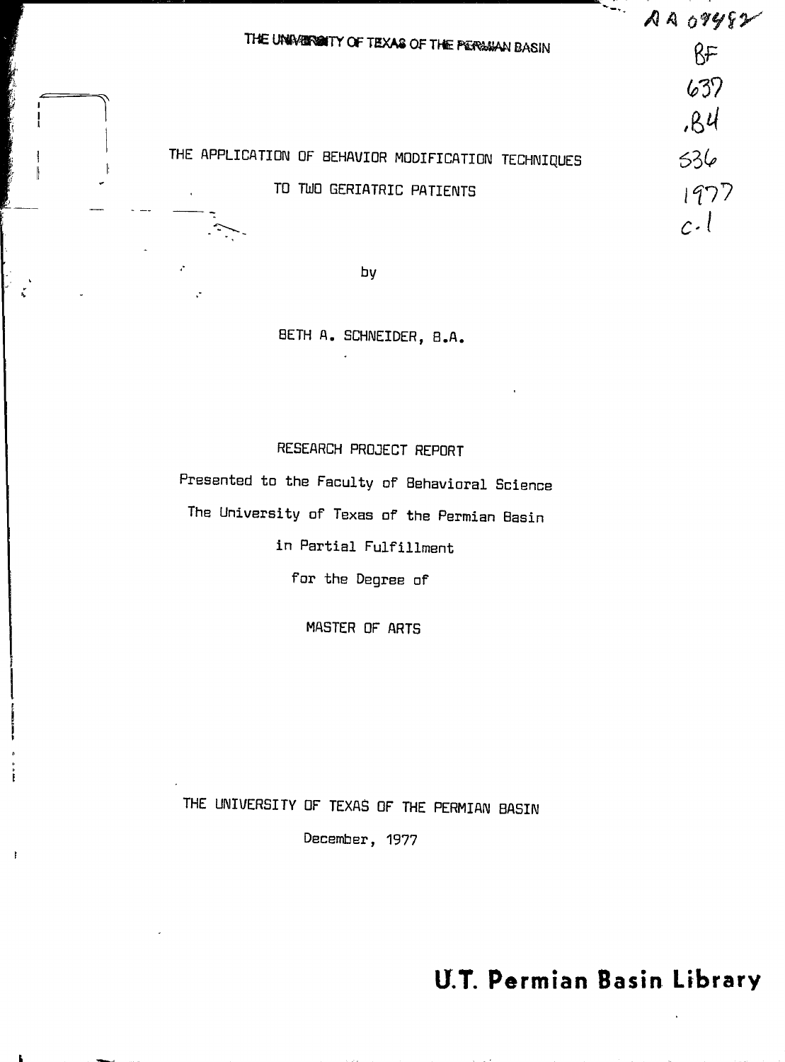THE UNIVERSITY OF TEXAS OF THE PERMIAN BASIN

AA 07482

BF
637
.B4
S36
1977
c.1

# THE APPLICATION OF BEHAVIOR MODIFICATION TECHNIQUES TO TWO GERIATRIC PATIENTS

by

BETH A. SCHNEIDER, B.A.

RESEARCH PROJECT REPORT

Presented to the Faculty of Behavioral Science

The University of Texas of the Permian Basin

in Partial Fulfillment

for the Degree of

MASTER OF ARTS

THE UNIVERSITY OF TEXAS OF THE PERMIAN BASIN

December, 1977

**U.T. Permian Basin Library**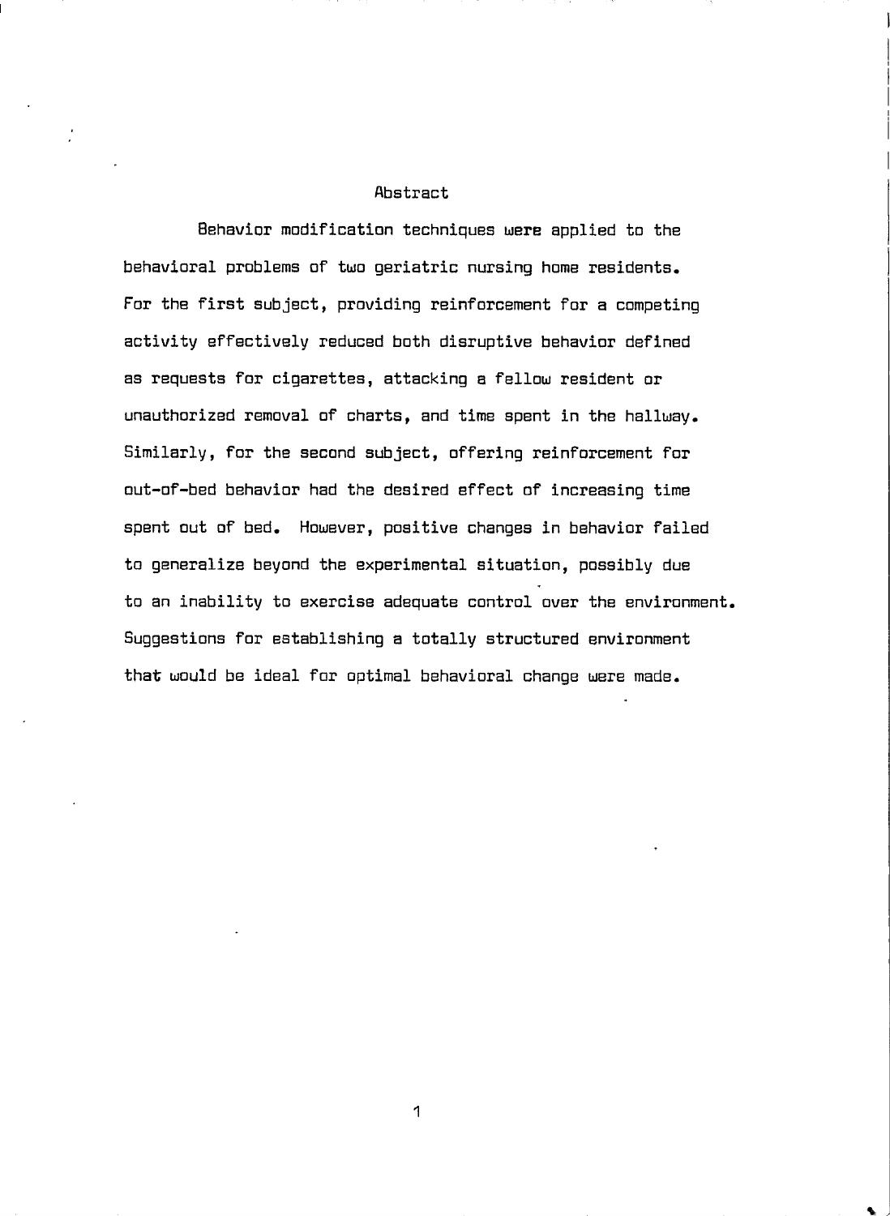# Abstract

Behavior modification techniques were applied to the behavioral problems of two geriatric nursing home residents. For the first subject, providing reinforcement for a competing activity effectively reduced both disruptive behavior defined as requests for cigarettes, attacking a fellow resident or unauthorized removal of charts, and time spent in the hallway. Similarly, for the second subject, offering reinforcement for out-of-bed behavior had the desired effect of increasing time spent out of bed. However, positive changes in behavior failed to generalize beyond the experimental situation, possibly due to an inability to exercise adequate control over the environment. Suggestions for establishing a totally structured environment that would be ideal for optimal behavioral change were made.